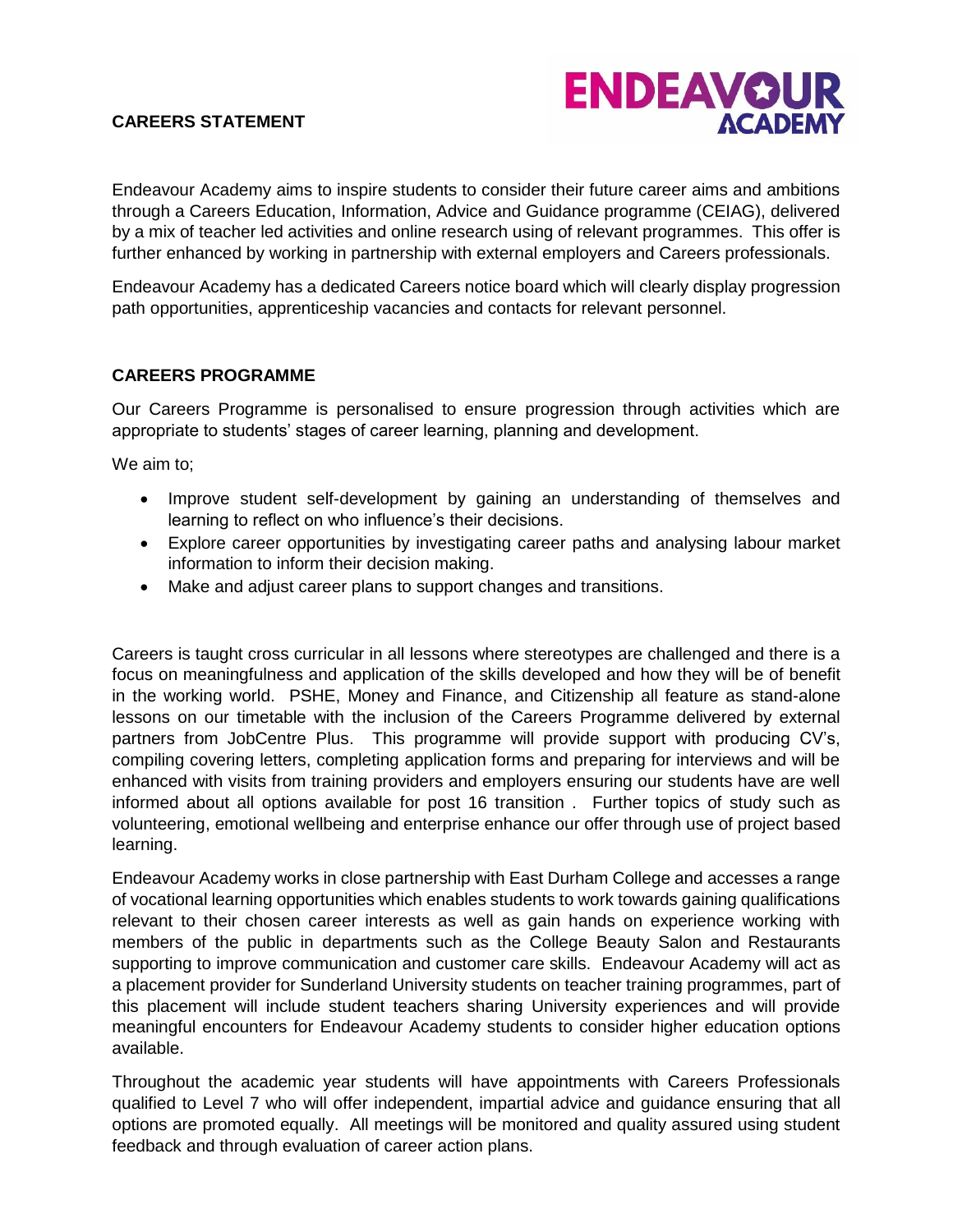**CAREERS STATEMENT**

ENDEAVOUR ACADEMY

Endeavour Academy aims to inspire students to consider their future career aims and ambitions through a Careers Education, Information, Advice and Guidance programme (CEIAG), delivered by a mix of teacher led activities and online research using of relevant programmes. This offer is further enhanced by working in partnership with external employers and Careers professionals.

Endeavour Academy has a dedicated Careers notice board which will clearly display progression path opportunities, apprenticeship vacancies and contacts for relevant personnel.

**CAREERS PROGRAMME**

Our Careers Programme is personalised to ensure progression through activities which are appropriate to students' stages of career learning, planning and development.

We aim to;

- Improve student self-development by gaining an understanding of themselves and learning to reflect on who influence's their decisions.
- Explore career opportunities by investigating career paths and analysing labour market information to inform their decision making.
- Make and adjust career plans to support changes and transitions.

Careers is taught cross curricular in all lessons where stereotypes are challenged and there is a focus on meaningfulness and application of the skills developed and how they will be of benefit in the working world. PSHE, Money and Finance, and Citizenship all feature as stand-alone lessons on our timetable with the inclusion of the Careers Programme delivered by external partners from JobCentre Plus. This programme will provide support with producing CV's, compiling covering letters, completing application forms and preparing for interviews and will be enhanced with visits from training providers and employers ensuring our students have are well informed about all options available for post 16 transition . Further topics of study such as volunteering, emotional wellbeing and enterprise enhance our offer through use of project based learning.

Endeavour Academy works in close partnership with East Durham College and accesses a range of vocational learning opportunities which enables students to work towards gaining qualifications relevant to their chosen career interests as well as gain hands on experience working with members of the public in departments such as the College Beauty Salon and Restaurants supporting to improve communication and customer care skills. Endeavour Academy will act as a placement provider for Sunderland University students on teacher training programmes, part of this placement will include student teachers sharing University experiences and will provide meaningful encounters for Endeavour Academy students to consider higher education options available.

Throughout the academic year students will have appointments with Careers Professionals qualified to Level 7 who will offer independent, impartial advice and guidance ensuring that all options are promoted equally. All meetings will be monitored and quality assured using student feedback and through evaluation of career action plans.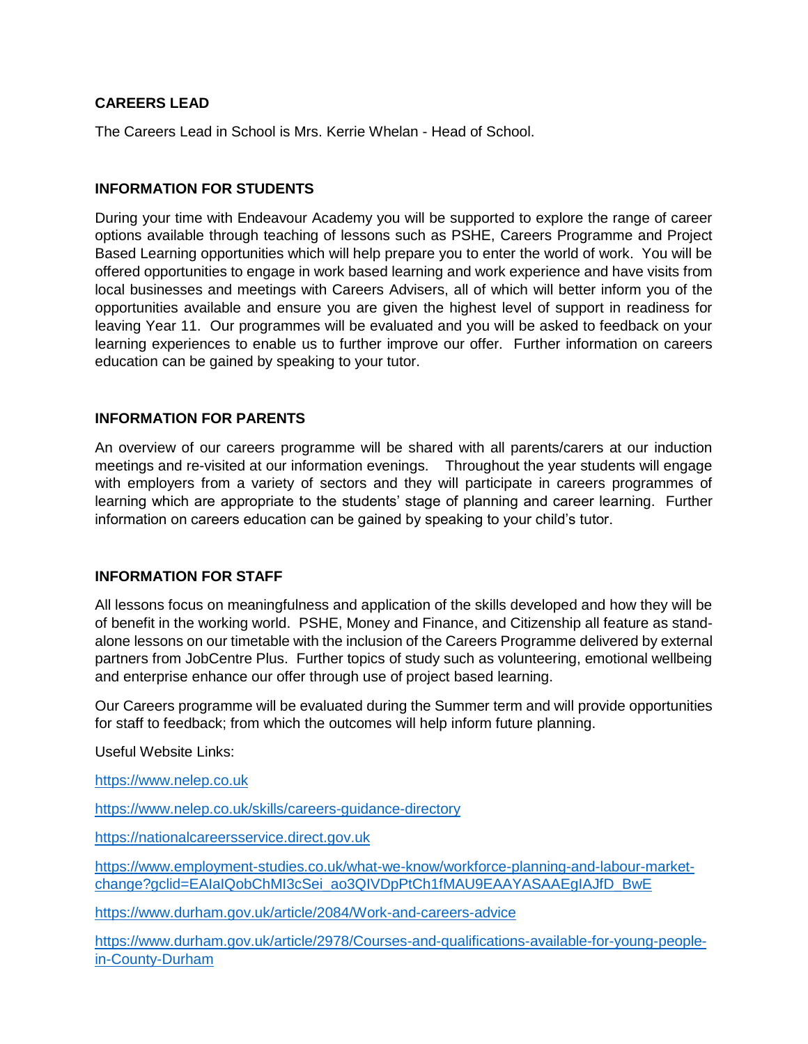## CAREERS LEAD

The Careers Lead in School is Mrs. Kerrie Whelan - Head of School.

## INFORMATION FOR STUDENTS

During your time with Endeavour Academy you will be supported to explore the range of career options available through teaching of lessons such as PSHE, Careers Programme and Project Based Learning opportunities which will help prepare you to enter the world of work. You will be offered opportunities to engage in work based learning and work experience and have visits from local businesses and meetings with Careers Advisers, all of which will better inform you of the opportunities available and ensure you are given the highest level of support in readiness for leaving Year 11. Our programmes will be evaluated and you will be asked to feedback on your learning experiences to enable us to further improve our offer. Further information on careers education can be gained by speaking to your tutor.

## INFORMATION FOR PARENTS

An overview of our careers programme will be shared with all parents/carers at our induction meetings and re-visited at our information evenings. Throughout the year students will engage with employers from a variety of sectors and they will participate in careers programmes of learning which are appropriate to the students' stage of planning and career learning. Further information on careers education can be gained by speaking to your child's tutor.

## INFORMATION FOR STAFF

All lessons focus on meaningfulness and application of the skills developed and how they will be of benefit in the working world. PSHE, Money and Finance, and Citizenship all feature as stand-alone lessons on our timetable with the inclusion of the Careers Programme delivered by external partners from JobCentre Plus. Further topics of study such as volunteering, emotional wellbeing and enterprise enhance our offer through use of project based learning.

Our Careers programme will be evaluated during the Summer term and will provide opportunities for staff to feedback; from which the outcomes will help inform future planning.

Useful Website Links:

https://www.nelep.co.uk

https://www.nelep.co.uk/skills/careers-guidance-directory

https://nationalcareersservice.direct.gov.uk

https://www.employment-studies.co.uk/what-we-know/workforce-planning-and-labour-market-change?gclid=EAIaIQobChMI3cSei_ao3QIVDpPtCh1fMAU9EAAYASAAEgIAJfD_BwE

https://www.durham.gov.uk/article/2084/Work-and-careers-advice

https://www.durham.gov.uk/article/2978/Courses-and-qualifications-available-for-young-people-in-County-Durham